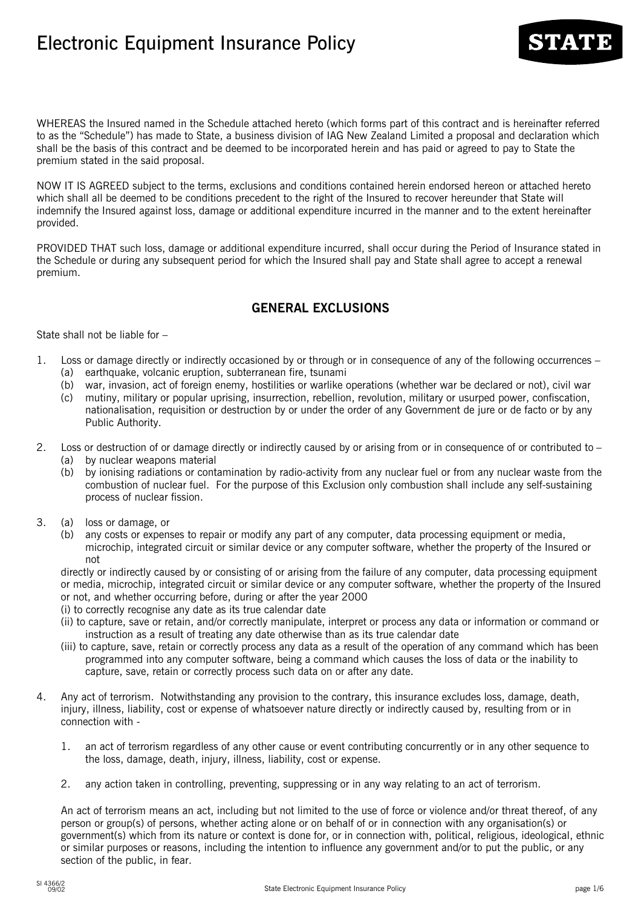# Electronic Equipment Insurance Policy

STATE

WHEREAS the Insured named in the Schedule attached hereto (which forms part of this contract and is hereinafter referred to as the "Schedule") has made to State, a business division of IAG New Zealand Limited a proposal and declaration which shall be the basis of this contract and be deemed to be incorporated herein and has paid or agreed to pay to State the premium stated in the said proposal.

NOW IT IS AGREED subject to the terms, exclusions and conditions contained herein endorsed hereon or attached hereto which shall all be deemed to be conditions precedent to the right of the Insured to recover hereunder that State will indemnify the Insured against loss, damage or additional expenditure incurred in the manner and to the extent hereinafter provided.

PROVIDED THAT such loss, damage or additional expenditure incurred, shall occur during the Period of Insurance stated in the Schedule or during any subsequent period for which the Insured shall pay and State shall agree to accept a renewal premium.

## GENERAL EXCLUSIONS

State shall not be liable for –

1. Loss or damage directly or indirectly occasioned by or through or in consequence of any of the following occurrences –
   (a) earthquake, volcanic eruption, subterranean fire, tsunami
   (b) war, invasion, act of foreign enemy, hostilities or warlike operations (whether war be declared or not), civil war
   (c) mutiny, military or popular uprising, insurrection, rebellion, revolution, military or usurped power, confiscation, nationalisation, requisition or destruction by or under the order of any Government de jure or de facto or by any Public Authority.

2. Loss or destruction of or damage directly or indirectly caused by or arising from or in consequence of or contributed to –
   (a) by nuclear weapons material
   (b) by ionising radiations or contamination by radio-activity from any nuclear fuel or from any nuclear waste from the combustion of nuclear fuel. For the purpose of this Exclusion only combustion shall include any self-sustaining process of nuclear fission.

3. (a) loss or damage, or
   (b) any costs or expenses to repair or modify any part of any computer, data processing equipment or media, microchip, integrated circuit or similar device or any computer software, whether the property of the Insured or not

   directly or indirectly caused by or consisting of or arising from the failure of any computer, data processing equipment or media, microchip, integrated circuit or similar device or any computer software, whether the property of the Insured or not, and whether occurring before, during or after the year 2000
   (i) to correctly recognise any date as its true calendar date
   (ii) to capture, save or retain, and/or correctly manipulate, interpret or process any data or information or command or instruction as a result of treating any date otherwise than as its true calendar date
   (iii) to capture, save, retain or correctly process any data as a result of the operation of any command which has been programmed into any computer software, being a command which causes the loss of data or the inability to capture, save, retain or correctly process such data on or after any date.

4. Any act of terrorism. Notwithstanding any provision to the contrary, this insurance excludes loss, damage, death, injury, illness, liability, cost or expense of whatsoever nature directly or indirectly caused by, resulting from or in connection with -

   1. an act of terrorism regardless of any other cause or event contributing concurrently or in any other sequence to the loss, damage, death, injury, illness, liability, cost or expense.

   2. any action taken in controlling, preventing, suppressing or in any way relating to an act of terrorism.

   An act of terrorism means an act, including but not limited to the use of force or violence and/or threat thereof, of any person or group(s) of persons, whether acting alone or on behalf of or in connection with any organisation(s) or government(s) which from its nature or context is done for, or in connection with, political, religious, ideological, ethnic or similar purposes or reasons, including the intention to influence any government and/or to put the public, or any section of the public, in fear.

SI 4366/2
09/02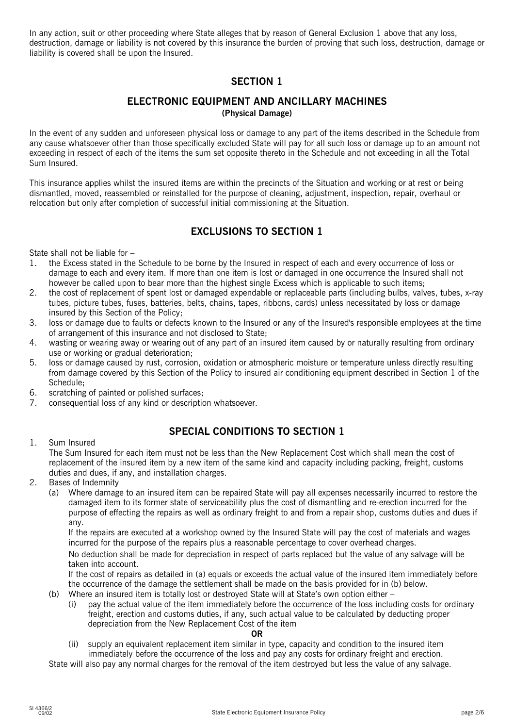In any action, suit or other proceeding where State alleges that by reason of General Exclusion 1 above that any loss, destruction, damage or liability is not covered by this insurance the burden of proving that such loss, destruction, damage or liability is covered shall be upon the Insured.

## SECTION 1

## ELECTRONIC EQUIPMENT AND ANCILLARY MACHINES

**(Physical Damage)**

In the event of any sudden and unforeseen physical loss or damage to any part of the items described in the Schedule from any cause whatsoever other than those specifically excluded State will pay for all such loss or damage up to an amount not exceeding in respect of each of the items the sum set opposite thereto in the Schedule and not exceeding in all the Total Sum Insured.

This insurance applies whilst the insured items are within the precincts of the Situation and working or at rest or being dismantled, moved, reassembled or reinstalled for the purpose of cleaning, adjustment, inspection, repair, overhaul or relocation but only after completion of successful initial commissioning at the Situation.

## EXCLUSIONS TO SECTION 1

State shall not be liable for –

1. the Excess stated in the Schedule to be borne by the Insured in respect of each and every occurrence of loss or damage to each and every item. If more than one item is lost or damaged in one occurrence the Insured shall not however be called upon to bear more than the highest single Excess which is applicable to such items;
2. the cost of replacement of spent lost or damaged expendable or replaceable parts (including bulbs, valves, tubes, x-ray tubes, picture tubes, fuses, batteries, belts, chains, tapes, ribbons, cards) unless necessitated by loss or damage insured by this Section of the Policy;
3. loss or damage due to faults or defects known to the Insured or any of the Insured's responsible employees at the time of arrangement of this insurance and not disclosed to State;
4. wasting or wearing away or wearing out of any part of an insured item caused by or naturally resulting from ordinary use or working or gradual deterioration;
5. loss or damage caused by rust, corrosion, oxidation or atmospheric moisture or temperature unless directly resulting from damage covered by this Section of the Policy to insured air conditioning equipment described in Section 1 of the Schedule;
6. scratching of painted or polished surfaces;
7. consequential loss of any kind or description whatsoever.

## SPECIAL CONDITIONS TO SECTION 1

1. Sum Insured

   The Sum Insured for each item must not be less than the New Replacement Cost which shall mean the cost of replacement of the insured item by a new item of the same kind and capacity including packing, freight, customs duties and dues, if any, and installation charges.

2. Bases of Indemnity
   - (a) Where damage to an insured item can be repaired State will pay all expenses necessarily incurred to restore the damaged item to its former state of serviceability plus the cost of dismantling and re-erection incurred for the purpose of effecting the repairs as well as ordinary freight to and from a repair shop, customs duties and dues if any.

     If the repairs are executed at a workshop owned by the Insured State will pay the cost of materials and wages incurred for the purpose of the repairs plus a reasonable percentage to cover overhead charges.

     No deduction shall be made for depreciation in respect of parts replaced but the value of any salvage will be taken into account.

     If the cost of repairs as detailed in (a) equals or exceeds the actual value of the insured item immediately before the occurrence of the damage the settlement shall be made on the basis provided for in (b) below.
   - (b) Where an insured item is totally lost or destroyed State will at State's own option either –
     - (i) pay the actual value of the item immediately before the occurrence of the loss including costs for ordinary freight, erection and customs duties, if any, such actual value to be calculated by deducting proper depreciation from the New Replacement Cost of the item

       **OR**
     - (ii) supply an equivalent replacement item similar in type, capacity and condition to the insured item immediately before the occurrence of the loss and pay any costs for ordinary freight and erection.

   State will also pay any normal charges for the removal of the item destroyed but less the value of any salvage.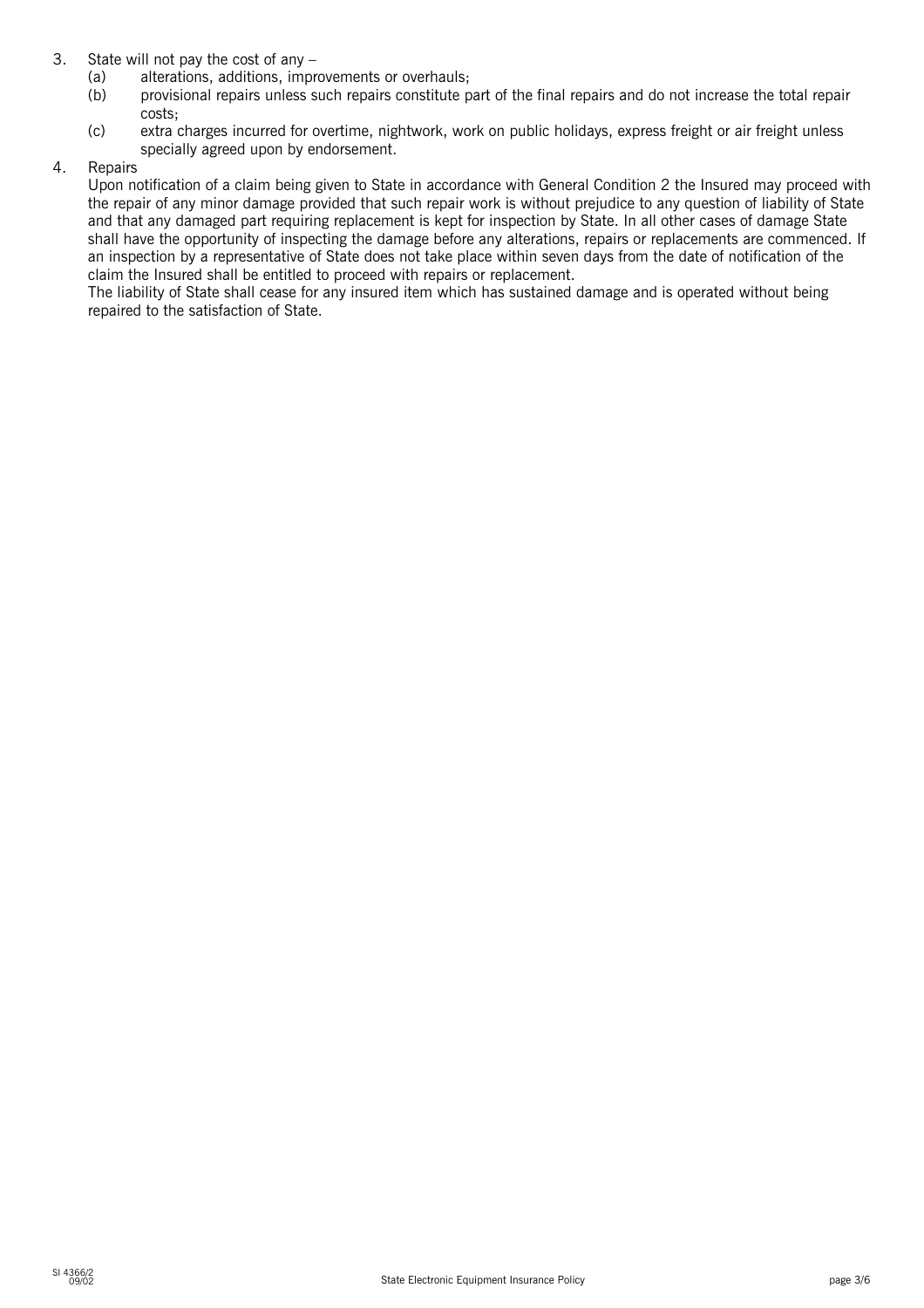3. State will not pay the cost of any –
   (a) alterations, additions, improvements or overhauls;
   (b) provisional repairs unless such repairs constitute part of the final repairs and do not increase the total repair costs;
   (c) extra charges incurred for overtime, nightwork, work on public holidays, express freight or air freight unless specially agreed upon by endorsement.

4. Repairs

   Upon notification of a claim being given to State in accordance with General Condition 2 the Insured may proceed with the repair of any minor damage provided that such repair work is without prejudice to any question of liability of State and that any damaged part requiring replacement is kept for inspection by State. In all other cases of damage State shall have the opportunity of inspecting the damage before any alterations, repairs or replacements are commenced. If an inspection by a representative of State does not take place within seven days from the date of notification of the claim the Insured shall be entitled to proceed with repairs or replacement.

   The liability of State shall cease for any insured item which has sustained damage and is operated without being repaired to the satisfaction of State.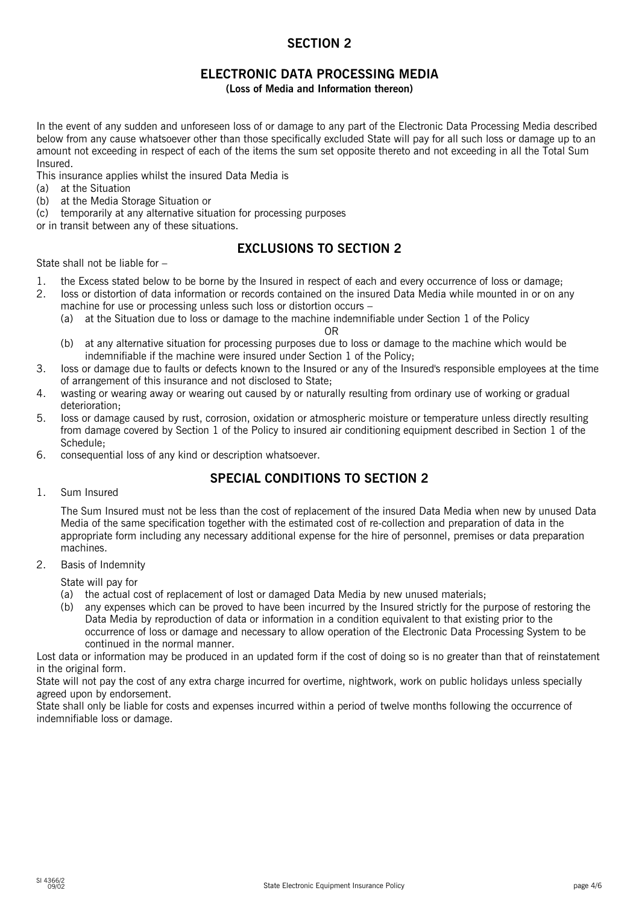## SECTION 2

## ELECTRONIC DATA PROCESSING MEDIA

**(Loss of Media and Information thereon)**

In the event of any sudden and unforeseen loss of or damage to any part of the Electronic Data Processing Media described below from any cause whatsoever other than those specifically excluded State will pay for all such loss or damage up to an amount not exceeding in respect of each of the items the sum set opposite thereto and not exceeding in all the Total Sum Insured.

This insurance applies whilst the insured Data Media is

(a) at the Situation
(b) at the Media Storage Situation or
(c) temporarily at any alternative situation for processing purposes

or in transit between any of these situations.

## EXCLUSIONS TO SECTION 2

State shall not be liable for –

1. the Excess stated below to be borne by the Insured in respect of each and every occurrence of loss or damage;
2. loss or distortion of data information or records contained on the insured Data Media while mounted in or on any machine for use or processing unless such loss or distortion occurs –
   (a) at the Situation due to loss or damage to the machine indemnifiable under Section 1 of the Policy
   OR
   (b) at any alternative situation for processing purposes due to loss or damage to the machine which would be indemnifiable if the machine were insured under Section 1 of the Policy;
3. loss or damage due to faults or defects known to the Insured or any of the Insured's responsible employees at the time of arrangement of this insurance and not disclosed to State;
4. wasting or wearing away or wearing out caused by or naturally resulting from ordinary use of working or gradual deterioration;
5. loss or damage caused by rust, corrosion, oxidation or atmospheric moisture or temperature unless directly resulting from damage covered by Section 1 of the Policy to insured air conditioning equipment described in Section 1 of the Schedule;
6. consequential loss of any kind or description whatsoever.

## SPECIAL CONDITIONS TO SECTION 2

1. Sum Insured

   The Sum Insured must not be less than the cost of replacement of the insured Data Media when new by unused Data Media of the same specification together with the estimated cost of re-collection and preparation of data in the appropriate form including any necessary additional expense for the hire of personnel, premises or data preparation machines.

2. Basis of Indemnity

   State will pay for
   (a) the actual cost of replacement of lost or damaged Data Media by new unused materials;
   (b) any expenses which can be proved to have been incurred by the Insured strictly for the purpose of restoring the Data Media by reproduction of data or information in a condition equivalent to that existing prior to the occurrence of loss or damage and necessary to allow operation of the Electronic Data Processing System to be continued in the normal manner.

Lost data or information may be produced in an updated form if the cost of doing so is no greater than that of reinstatement in the original form.

State will not pay the cost of any extra charge incurred for overtime, nightwork, work on public holidays unless specially agreed upon by endorsement.

State shall only be liable for costs and expenses incurred within a period of twelve months following the occurrence of indemnifiable loss or damage.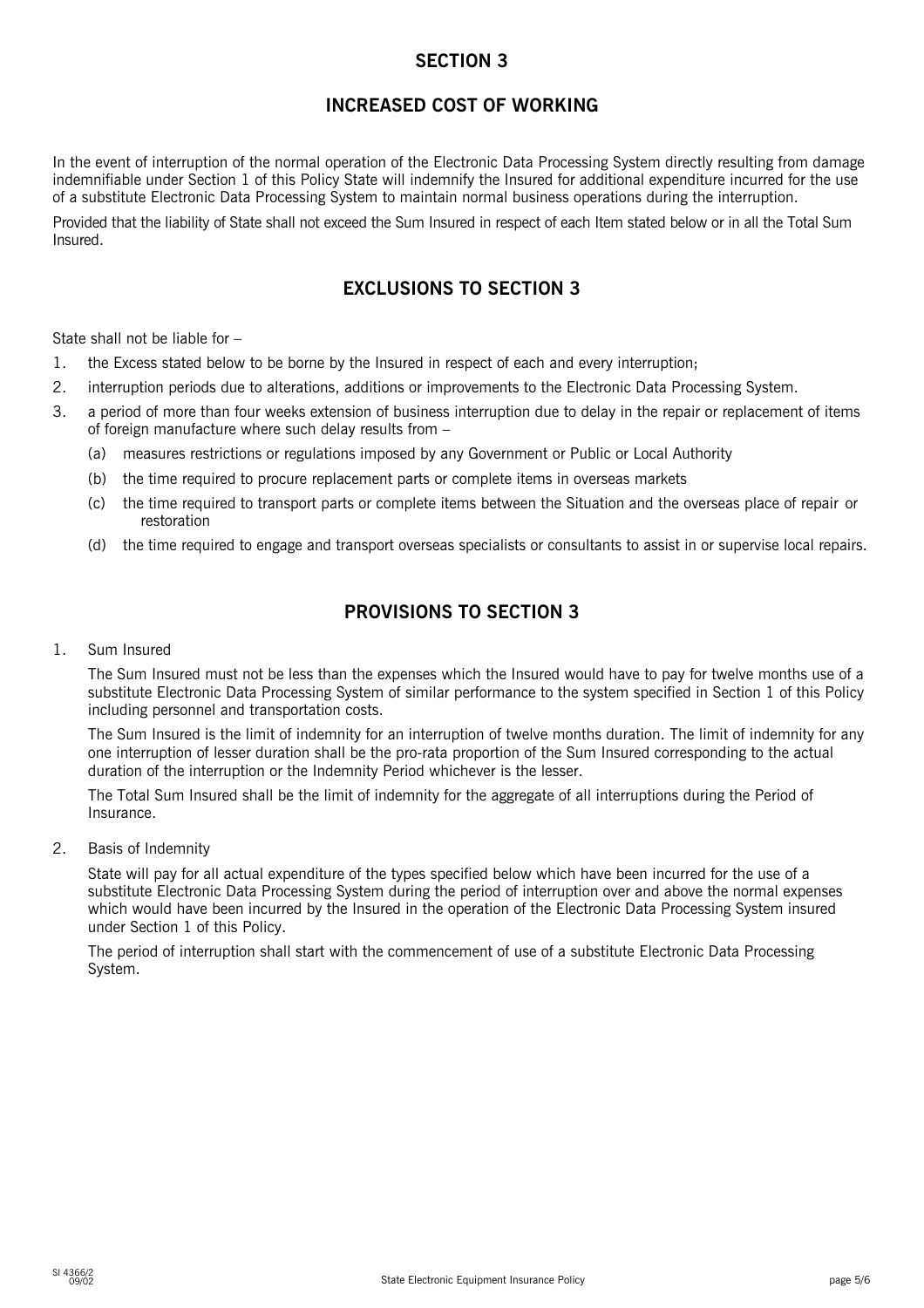# SECTION 3

## INCREASED COST OF WORKING

In the event of interruption of the normal operation of the Electronic Data Processing System directly resulting from damage indemnifiable under Section 1 of this Policy State will indemnify the Insured for additional expenditure incurred for the use of a substitute Electronic Data Processing System to maintain normal business operations during the interruption.

Provided that the liability of State shall not exceed the Sum Insured in respect of each Item stated below or in all the Total Sum Insured.

## EXCLUSIONS TO SECTION 3

State shall not be liable for –

1. the Excess stated below to be borne by the Insured in respect of each and every interruption;
2. interruption periods due to alterations, additions or improvements to the Electronic Data Processing System.
3. a period of more than four weeks extension of business interruption due to delay in the repair or replacement of items of foreign manufacture where such delay results from –
   (a) measures restrictions or regulations imposed by any Government or Public or Local Authority
   (b) the time required to procure replacement parts or complete items in overseas markets
   (c) the time required to transport parts or complete items between the Situation and the overseas place of repair or restoration
   (d) the time required to engage and transport overseas specialists or consultants to assist in or supervise local repairs.

## PROVISIONS TO SECTION 3

1. Sum Insured

   The Sum Insured must not be less than the expenses which the Insured would have to pay for twelve months use of a substitute Electronic Data Processing System of similar performance to the system specified in Section 1 of this Policy including personnel and transportation costs.

   The Sum Insured is the limit of indemnity for an interruption of twelve months duration. The limit of indemnity for any one interruption of lesser duration shall be the pro-rata proportion of the Sum Insured corresponding to the actual duration of the interruption or the Indemnity Period whichever is the lesser.

   The Total Sum Insured shall be the limit of indemnity for the aggregate of all interruptions during the Period of Insurance.

2. Basis of Indemnity

   State will pay for all actual expenditure of the types specified below which have been incurred for the use of a substitute Electronic Data Processing System during the period of interruption over and above the normal expenses which would have been incurred by the Insured in the operation of the Electronic Data Processing System insured under Section 1 of this Policy.

   The period of interruption shall start with the commencement of use of a substitute Electronic Data Processing System.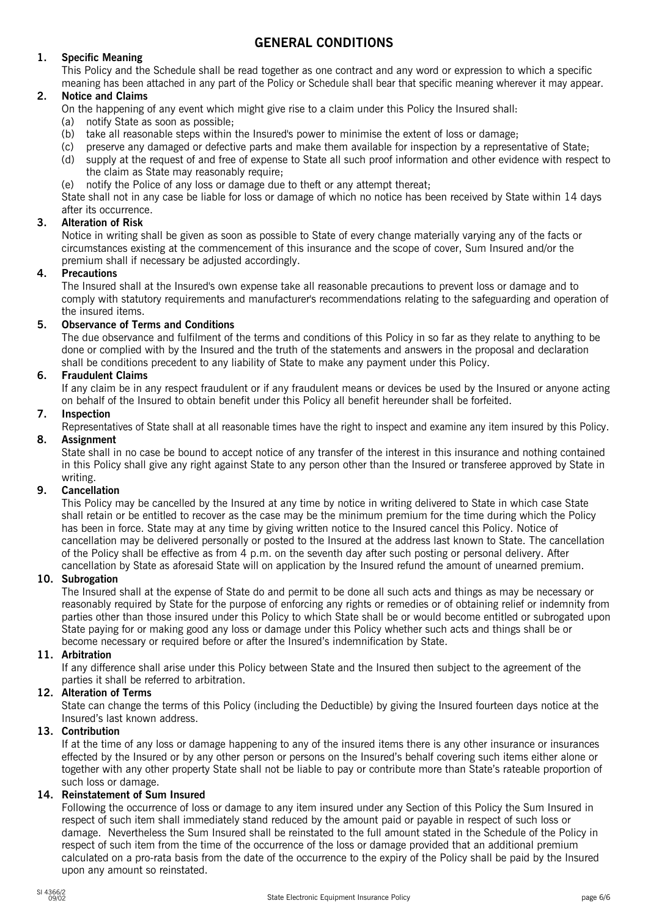# GENERAL CONDITIONS

**1. Specific Meaning**

This Policy and the Schedule shall be read together as one contract and any word or expression to which a specific meaning has been attached in any part of the Policy or Schedule shall bear that specific meaning wherever it may appear.

**2. Notice and Claims**

On the happening of any event which might give rise to a claim under this Policy the Insured shall:

(a) notify State as soon as possible;
(b) take all reasonable steps within the Insured's power to minimise the extent of loss or damage;
(c) preserve any damaged or defective parts and make them available for inspection by a representative of State;
(d) supply at the request of and free of expense to State all such proof information and other evidence with respect to the claim as State may reasonably require;
(e) notify the Police of any loss or damage due to theft or any attempt thereat;

State shall not in any case be liable for loss or damage of which no notice has been received by State within 14 days after its occurrence.

**3. Alteration of Risk**

Notice in writing shall be given as soon as possible to State of every change materially varying any of the facts or circumstances existing at the commencement of this insurance and the scope of cover, Sum Insured and/or the premium shall if necessary be adjusted accordingly.

**4. Precautions**

The Insured shall at the Insured's own expense take all reasonable precautions to prevent loss or damage and to comply with statutory requirements and manufacturer's recommendations relating to the safeguarding and operation of the insured items.

**5. Observance of Terms and Conditions**

The due observance and fulfilment of the terms and conditions of this Policy in so far as they relate to anything to be done or complied with by the Insured and the truth of the statements and answers in the proposal and declaration shall be conditions precedent to any liability of State to make any payment under this Policy.

**6. Fraudulent Claims**

If any claim be in any respect fraudulent or if any fraudulent means or devices be used by the Insured or anyone acting on behalf of the Insured to obtain benefit under this Policy all benefit hereunder shall be forfeited.

**7. Inspection**

Representatives of State shall at all reasonable times have the right to inspect and examine any item insured by this Policy.

**8. Assignment**

State shall in no case be bound to accept notice of any transfer of the interest in this insurance and nothing contained in this Policy shall give any right against State to any person other than the Insured or transferee approved by State in writing.

**9. Cancellation**

This Policy may be cancelled by the Insured at any time by notice in writing delivered to State in which case State shall retain or be entitled to recover as the case may be the minimum premium for the time during which the Policy has been in force. State may at any time by giving written notice to the Insured cancel this Policy. Notice of cancellation may be delivered personally or posted to the Insured at the address last known to State. The cancellation of the Policy shall be effective as from 4 p.m. on the seventh day after such posting or personal delivery. After cancellation by State as aforesaid State will on application by the Insured refund the amount of unearned premium.

**10. Subrogation**

The Insured shall at the expense of State do and permit to be done all such acts and things as may be necessary or reasonably required by State for the purpose of enforcing any rights or remedies or of obtaining relief or indemnity from parties other than those insured under this Policy to which State shall be or would become entitled or subrogated upon State paying for or making good any loss or damage under this Policy whether such acts and things shall be or become necessary or required before or after the Insured's indemnification by State.

**11. Arbitration**

If any difference shall arise under this Policy between State and the Insured then subject to the agreement of the parties it shall be referred to arbitration.

**12. Alteration of Terms**

State can change the terms of this Policy (including the Deductible) by giving the Insured fourteen days notice at the Insured's last known address.

**13. Contribution**

If at the time of any loss or damage happening to any of the insured items there is any other insurance or insurances effected by the Insured or by any other person or persons on the Insured's behalf covering such items either alone or together with any other property State shall not be liable to pay or contribute more than State's rateable proportion of such loss or damage.

**14. Reinstatement of Sum Insured**

Following the occurrence of loss or damage to any item insured under any Section of this Policy the Sum Insured in respect of such item shall immediately stand reduced by the amount paid or payable in respect of such loss or damage. Nevertheless the Sum Insured shall be reinstated to the full amount stated in the Schedule of the Policy in respect of such item from the time of the occurrence of the loss or damage provided that an additional premium calculated on a pro-rata basis from the date of the occurrence to the expiry of the Policy shall be paid by the Insured upon any amount so reinstated.